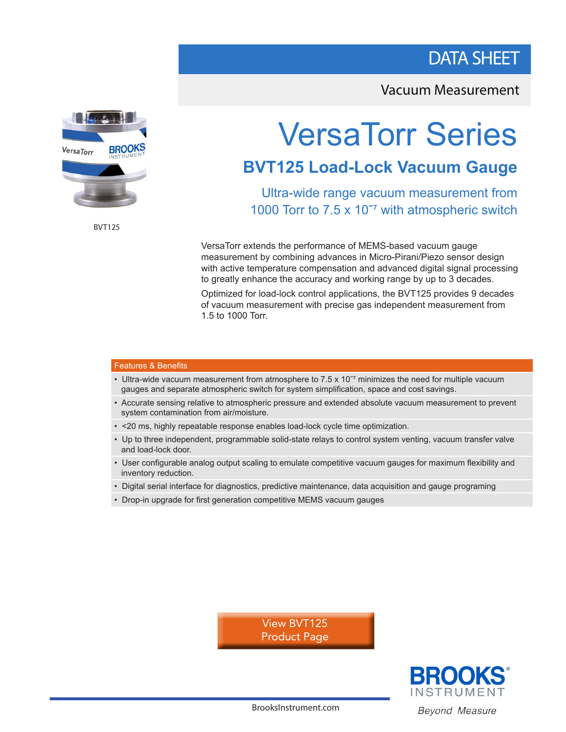DATA SHEET

Vacuum Measurement

BVT125

# VersaTorr Series

## BVT125 Load-Lock Vacuum Gauge

### Ultra-wide range vacuum measurement from 1000 Torr to 7.5 x $10^{-7}$ with atmospheric switch

VersaTorr extends the performance of MEMS-based vacuum gauge measurement by combining advances in Micro-Pirani/Piezo sensor design with active temperature compensation and advanced digital signal processing to greatly enhance the accuracy and working range by up to 3 decades.

Optimized for load-lock control applications, the BVT125 provides 9 decades of vacuum measurement with precise gas independent measurement from 1.5 to 1000 Torr.

### Features & Benefits

- Ultra-wide vacuum measurement from atmosphere to 7.5 x $10^{-7}$ minimizes the need for multiple vacuum gauges and separate atmospheric switch for system simplification, space and cost savings.
- Accurate sensing relative to atmospheric pressure and extended absolute vacuum measurement to prevent system contamination from air/moisture.
- <20 ms, highly repeatable response enables load-lock cycle time optimization.
- Up to three independent, programmable solid-state relays to control system venting, vacuum transfer valve and load-lock door.
- User configurable analog output scaling to emulate competitive vacuum gauges for maximum flexibility and inventory reduction.
- Digital serial interface for diagnostics, predictive maintenance, data acquisition and gauge programing
- Drop-in upgrade for first generation competitive MEMS vacuum gauges

View BVT125 Product Page

BrooksInstrument.com

BROOKS INSTRUMENT

*Beyond Measure*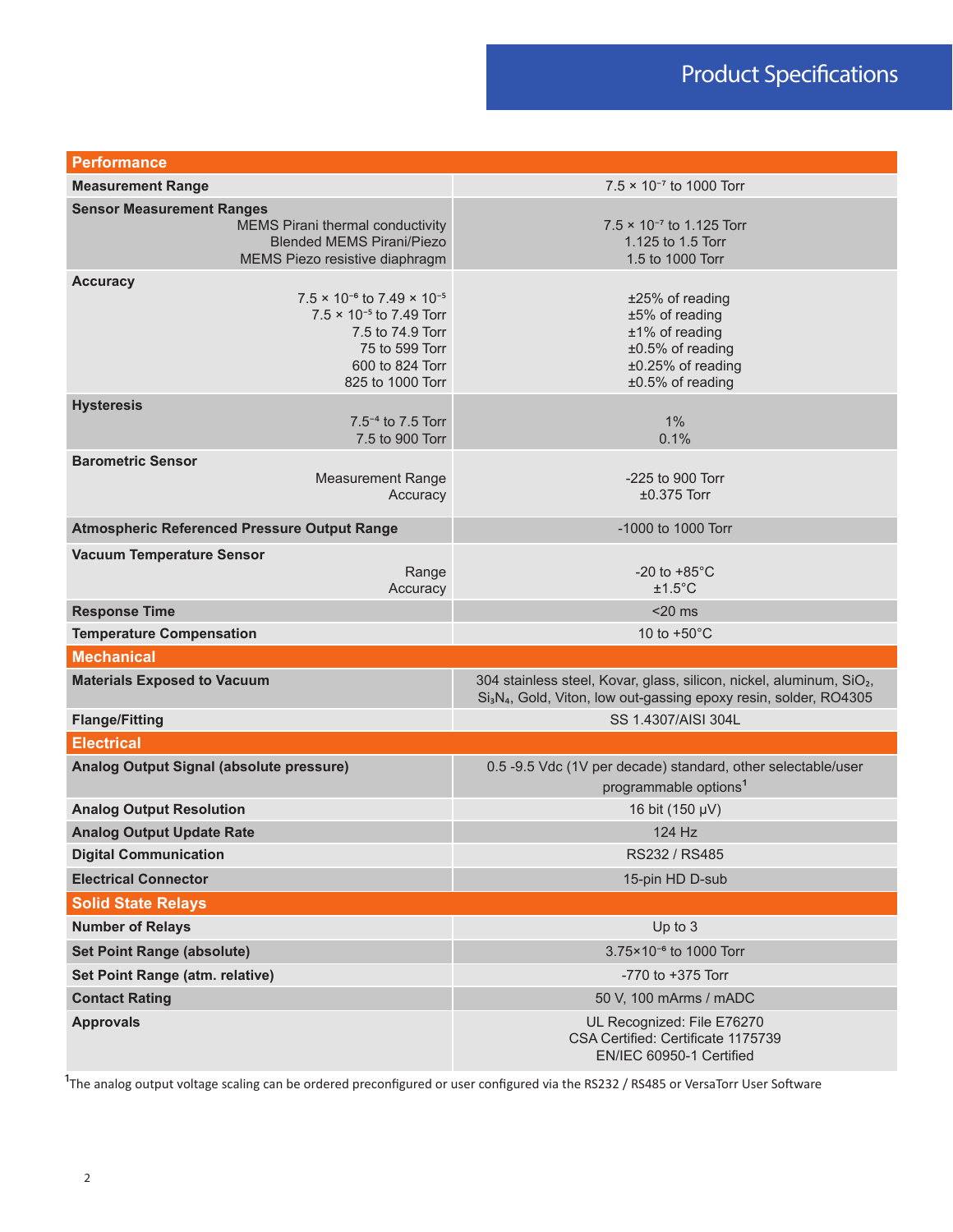# Product Specifications

| | |
|---|---|
| **Performance** | |
| **Measurement Range** | $7.5 \times 10^{-7}$ to 1000 Torr |
| **Sensor Measurement Ranges** | |
| MEMS Pirani thermal conductivity | $7.5 \times 10^{-7}$ to 1.125 Torr |
| Blended MEMS Pirani/Piezo | 1.125 to 1.5 Torr |
| MEMS Piezo resistive diaphragm | 1.5 to 1000 Torr |
| **Accuracy** | |
| $7.5 \times 10^{-6}$ to $7.49 \times 10^{-5}$ | ±25% of reading |
| $7.5 \times 10^{-5}$ to 7.49 Torr | ±5% of reading |
| 7.5 to 74.9 Torr | ±1% of reading |
| 75 to 599 Torr | ±0.5% of reading |
| 600 to 824 Torr | ±0.25% of reading |
| 825 to 1000 Torr | ±0.5% of reading |
| **Hysteresis** | |
| $7.5^{-4}$ to 7.5 Torr | 1% |
| 7.5 to 900 Torr | 0.1% |
| **Barometric Sensor** | |
| Measurement Range | -225 to 900 Torr |
| Accuracy | ±0.375 Torr |
| **Atmospheric Referenced Pressure Output Range** | -1000 to 1000 Torr |
| **Vacuum Temperature Sensor** | |
| Range | -20 to +85°C |
| Accuracy | ±1.5°C |
| **Response Time** | <20 ms |
| **Temperature Compensation** | 10 to +50°C |
| **Mechanical** | |
| **Materials Exposed to Vacuum** | 304 stainless steel, Kovar, glass, silicon, nickel, aluminum, $SiO_2$, $Si_3N_4$, Gold, Viton, low out-gassing epoxy resin, solder, RO4305 |
| **Flange/Fitting** | SS 1.4307/AISI 304L |
| **Electrical** | |
| **Analog Output Signal (absolute pressure)** | 0.5 -9.5 Vdc (1V per decade) standard, other selectable/user programmable options[1] |
| **Analog Output Resolution** | 16 bit (150 µV) |
| **Analog Output Update Rate** | 124 Hz |
| **Digital Communication** | RS232 / RS485 |
| **Electrical Connector** | 15-pin HD D-sub |
| **Solid State Relays** | |
| **Number of Relays** | Up to 3 |
| **Set Point Range (absolute)** | $3.75 \times 10^{-6}$ to 1000 Torr |
| **Set Point Range (atm. relative)** | -770 to +375 Torr |
| **Contact Rating** | 50 V, 100 mArms / mADC |
| **Approvals** | UL Recognized: File E76270<br>CSA Certified: Certificate 1175739<br>EN/IEC 60950-1 Certified |

[1]The analog output voltage scaling can be ordered preconfigured or user configured via the RS232 / RS485 or VersaTorr User Software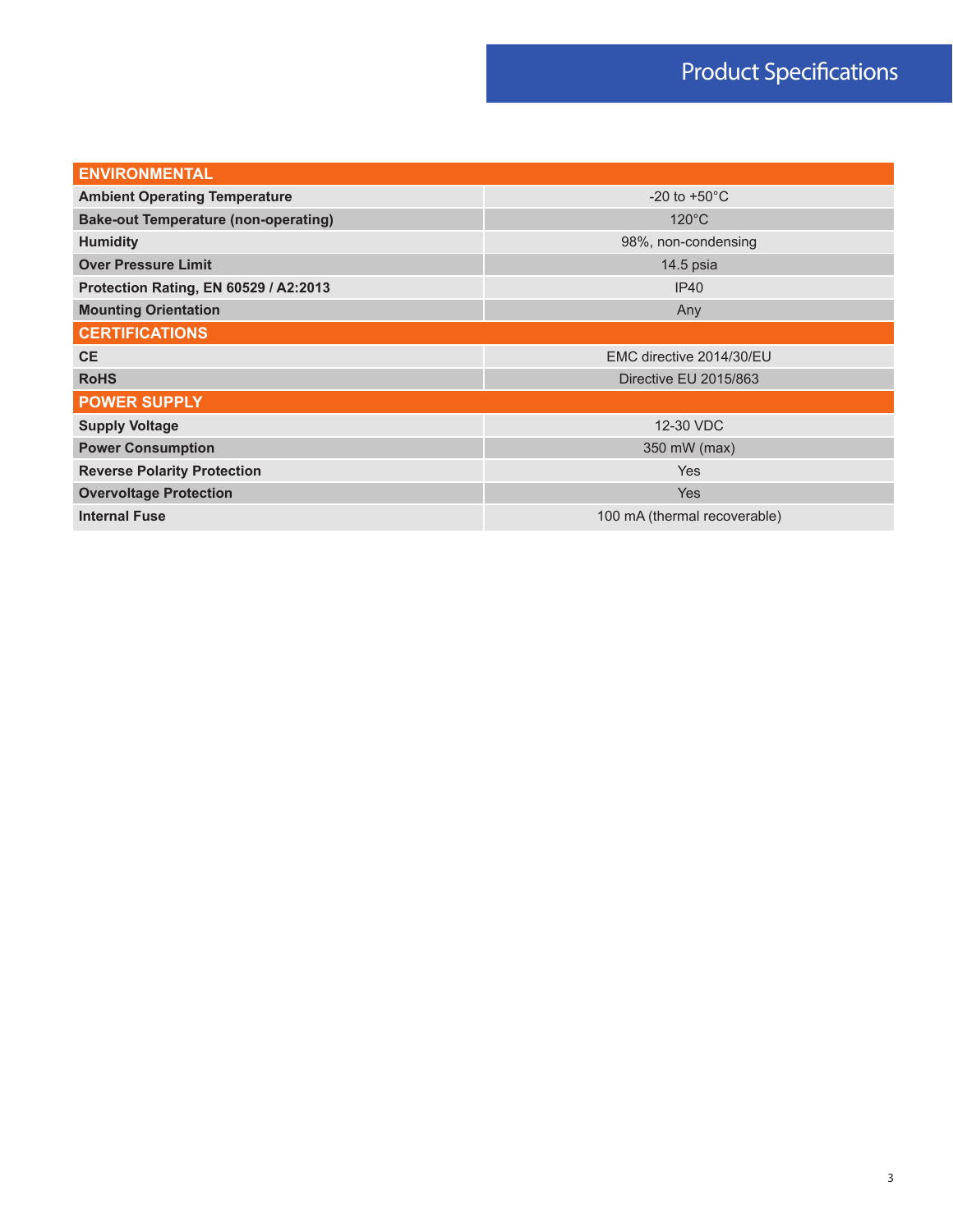# Product Specifications

| | |
|---|---|
| **ENVIRONMENTAL** | |
| **Ambient Operating Temperature** | -20 to +50°C |
| **Bake-out Temperature (non-operating)** | 120°C |
| **Humidity** | 98%, non-condensing |
| **Over Pressure Limit** | 14.5 psia |
| **Protection Rating, EN 60529 / A2:2013** | IP40 |
| **Mounting Orientation** | Any |
| **CERTIFICATIONS** | |
| **CE** | EMC directive 2014/30/EU |
| **RoHS** | Directive EU 2015/863 |
| **POWER SUPPLY** | |
| **Supply Voltage** | 12-30 VDC |
| **Power Consumption** | 350 mW (max) |
| **Reverse Polarity Protection** | Yes |
| **Overvoltage Protection** | Yes |
| **Internal Fuse** | 100 mA (thermal recoverable) |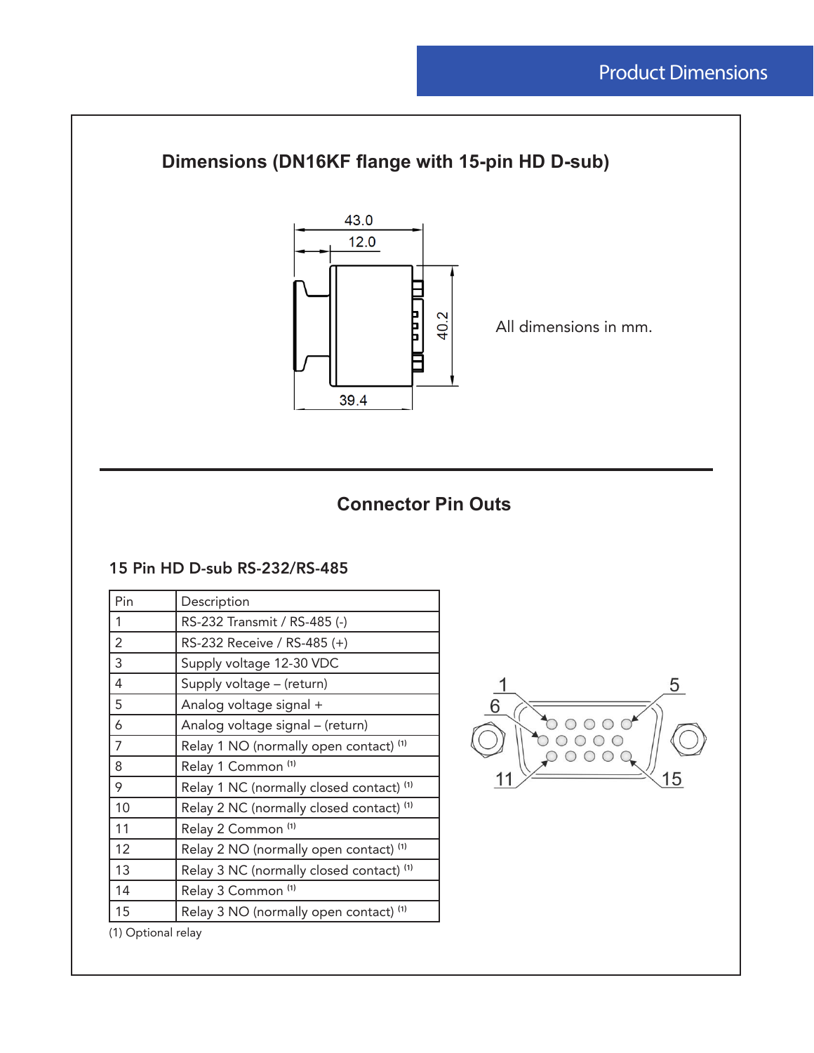# Product Dimensions

## Dimensions (DN16KF flange with 15-pin HD D-sub)

43.0

12.0

40.2

39.4

All dimensions in mm.

## Connector Pin Outs

### 15 Pin HD D-sub RS-232/RS-485

| Pin | Description |
|---|---|
| 1 | RS-232 Transmit / RS-485 (-) |
| 2 | RS-232 Receive / RS-485 (+) |
| 3 | Supply voltage 12-30 VDC |
| 4 | Supply voltage – (return) |
| 5 | Analog voltage signal + |
| 6 | Analog voltage signal – (return) |
| 7 | Relay 1 NO (normally open contact) (1) |
| 8 | Relay 1 Common (1) |
| 9 | Relay 1 NC (normally closed contact) (1) |
| 10 | Relay 2 NC (normally closed contact) (1) |
| 11 | Relay 2 Common (1) |
| 12 | Relay 2 NO (normally open contact) (1) |
| 13 | Relay 3 NC (normally closed contact) (1) |
| 14 | Relay 3 Common (1) |
| 15 | Relay 3 NO (normally open contact) (1) |

(1) Optional relay

1
5
6
11
15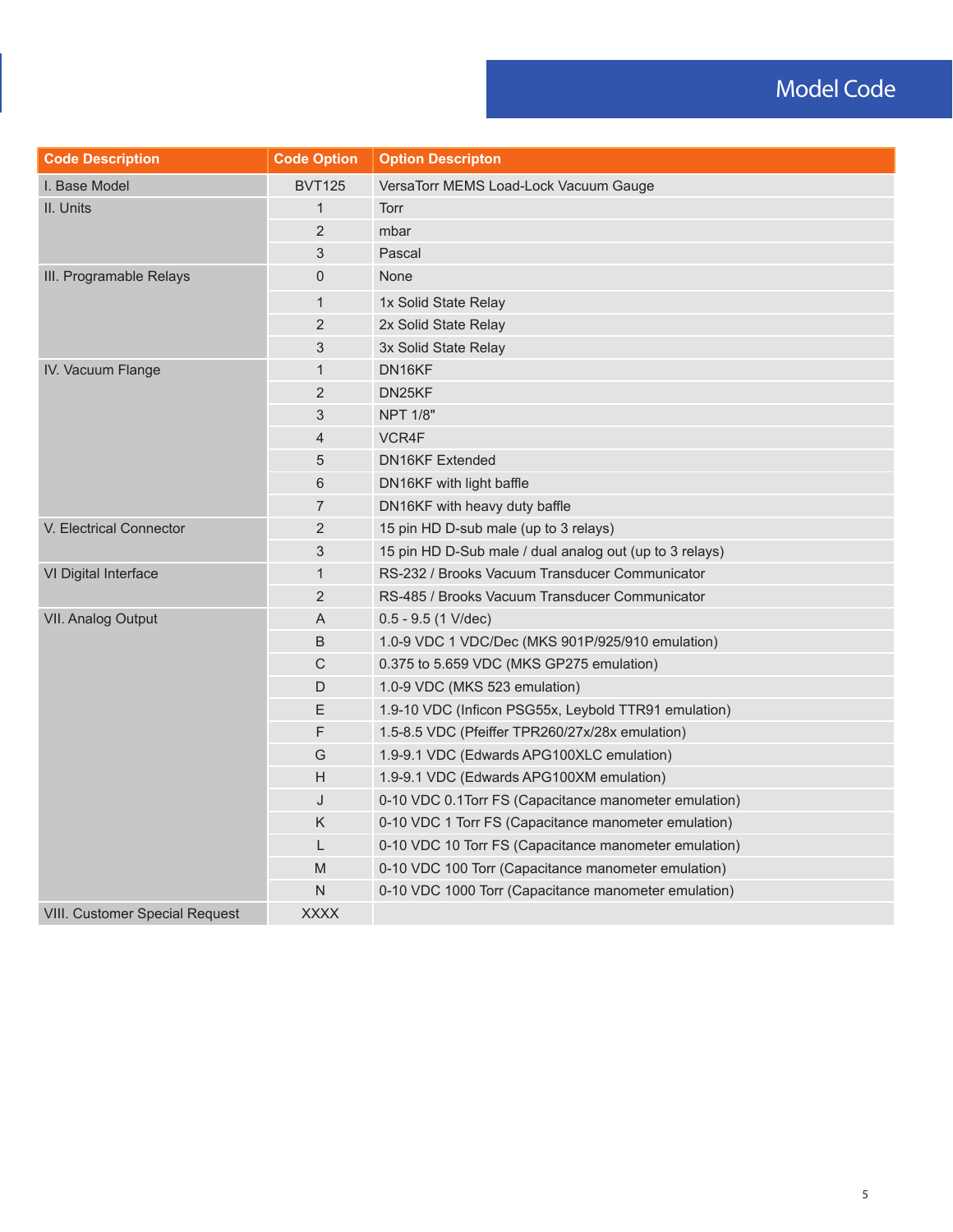## Model Code

| Code Description | Code Option | Option Descripton |
|---|---|---|
| I. Base Model | BVT125 | VersaTorr MEMS Load-Lock Vacuum Gauge |
| II. Units | 1 | Torr |
| | 2 | mbar |
| | 3 | Pascal |
| III. Programable Relays | 0 | None |
| | 1 | 1x Solid State Relay |
| | 2 | 2x Solid State Relay |
| | 3 | 3x Solid State Relay |
| IV. Vacuum Flange | 1 | DN16KF |
| | 2 | DN25KF |
| | 3 | NPT 1/8" |
| | 4 | VCR4F |
| | 5 | DN16KF Extended |
| | 6 | DN16KF with light baffle |
| | 7 | DN16KF with heavy duty baffle |
| V. Electrical Connector | 2 | 15 pin HD D-sub male (up to 3 relays) |
| | 3 | 15 pin HD D-Sub male / dual analog out (up to 3 relays) |
| VI Digital Interface | 1 | RS-232 / Brooks Vacuum Transducer Communicator |
| | 2 | RS-485 / Brooks Vacuum Transducer Communicator |
| VII. Analog Output | A | 0.5 - 9.5 (1 V/dec) |
| | B | 1.0-9 VDC 1 VDC/Dec (MKS 901P/925/910 emulation) |
| | C | 0.375 to 5.659 VDC (MKS GP275 emulation) |
| | D | 1.0-9 VDC (MKS 523 emulation) |
| | E | 1.9-10 VDC (Inficon PSG55x, Leybold TTR91 emulation) |
| | F | 1.5-8.5 VDC (Pfeiffer TPR260/27x/28x emulation) |
| | G | 1.9-9.1 VDC (Edwards APG100XLC emulation) |
| | H | 1.9-9.1 VDC (Edwards APG100XM emulation) |
| | J | 0-10 VDC 0.1Torr FS (Capacitance manometer emulation) |
| | K | 0-10 VDC 1 Torr FS (Capacitance manometer emulation) |
| | L | 0-10 VDC 10 Torr FS (Capacitance manometer emulation) |
| | M | 0-10 VDC 100 Torr (Capacitance manometer emulation) |
| | N | 0-10 VDC 1000 Torr (Capacitance manometer emulation) |
| VIII. Customer Special Request | XXXX | |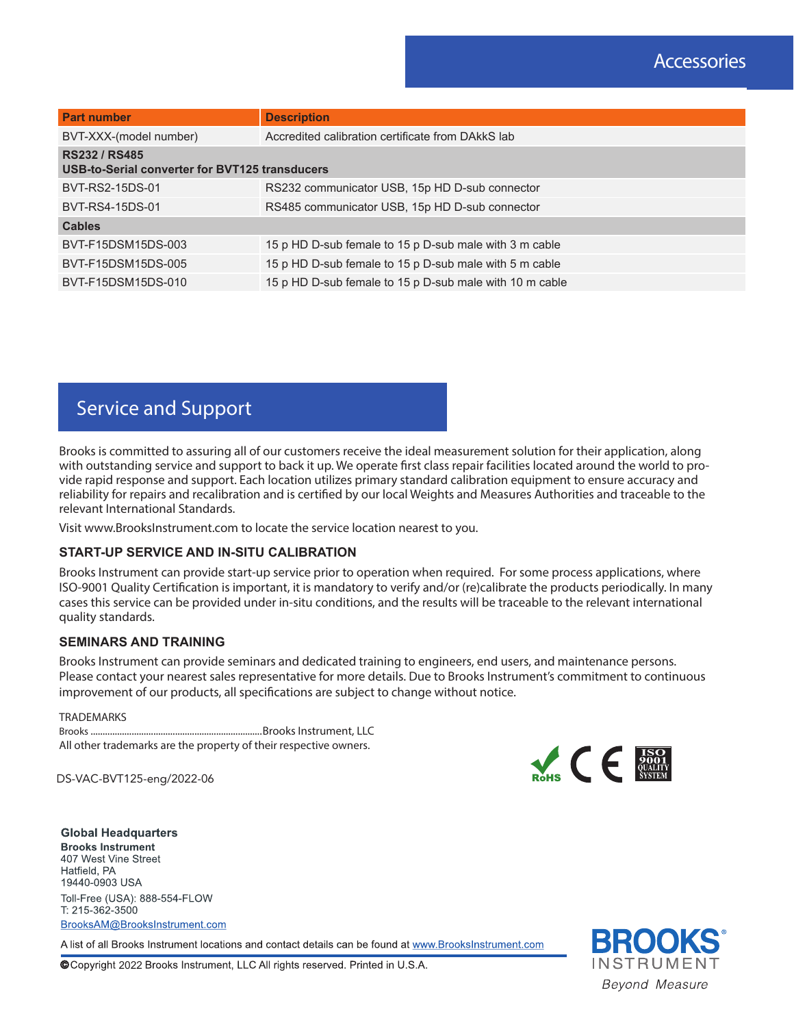## Accessories

| Part number | Description |
|---|---|
| BVT-XXX-(model number) | Accredited calibration certificate from DAkkS lab |
| **RS232 / RS485 USB-to-Serial converter for BVT125 transducers** | |
| BVT-RS2-15DS-01 | RS232 communicator USB, 15p HD D-sub connector |
| BVT-RS4-15DS-01 | RS485 communicator USB, 15p HD D-sub connector |
| **Cables** | |
| BVT-F15DSM15DS-003 | 15 p HD D-sub female to 15 p D-sub male with 3 m cable |
| BVT-F15DSM15DS-005 | 15 p HD D-sub female to 15 p D-sub male with 5 m cable |
| BVT-F15DSM15DS-010 | 15 p HD D-sub female to 15 p D-sub male with 10 m cable |

## Service and Support

Brooks is committed to assuring all of our customers receive the ideal measurement solution for their application, along with outstanding service and support to back it up. We operate first class repair facilities located around the world to provide rapid response and support. Each location utilizes primary standard calibration equipment to ensure accuracy and reliability for repairs and recalibration and is certified by our local Weights and Measures Authorities and traceable to the relevant International Standards.

Visit www.BrooksInstrument.com to locate the service location nearest to you.

### START-UP SERVICE AND IN-SITU CALIBRATION

Brooks Instrument can provide start-up service prior to operation when required. For some process applications, where ISO-9001 Quality Certification is important, it is mandatory to verify and/or (re)calibrate the products periodically. In many cases this service can be provided under in-situ conditions, and the results will be traceable to the relevant international quality standards.

### SEMINARS AND TRAINING

Brooks Instrument can provide seminars and dedicated training to engineers, end users, and maintenance persons. Please contact your nearest sales representative for more details. Due to Brooks Instrument's commitment to continuous improvement of our products, all specifications are subject to change without notice.

TRADEMARKS
Brooks ......................................................................Brooks Instrument, LLC
All other trademarks are the property of their respective owners.

DS-VAC-BVT125-eng/2022-06

**Global Headquarters**
**Brooks Instrument**
407 West Vine Street
Hatfield, PA
19440-0903 USA
Toll-Free (USA): 888-554-FLOW
T: 215-362-3500
BrooksAM@BrooksInstrument.com

A list of all Brooks Instrument locations and contact details can be found at www.BrooksInstrument.com

©Copyright 2022 Brooks Instrument, LLC All rights reserved. Printed in U.S.A.

BROOKS® INSTRUMENT
*Beyond Measure*